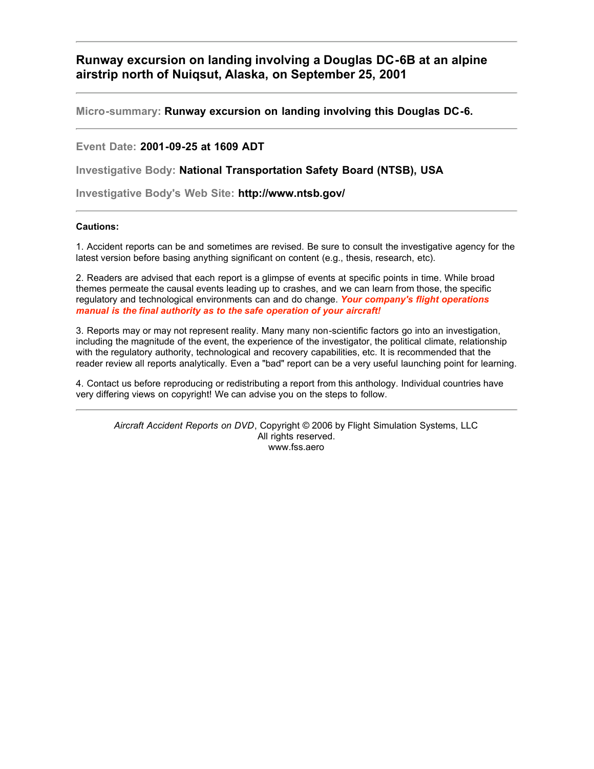# Runway excursion on landing involving a Douglas DC-6B at an alpine airstrip north of Nuiqsut, Alaska, on September 25, 2001

---

**Micro-summary:** **Runway excursion on landing involving this Douglas DC-6.**

---

**Event Date:** **2001-09-25 at 1609 ADT**

**Investigative Body:** **National Transportation Safety Board (NTSB), USA**

**Investigative Body's Web Site:** **http://www.ntsb.gov/**

---

**Cautions:**

1. Accident reports can be and sometimes are revised. Be sure to consult the investigative agency for the latest version before basing anything significant on content (e.g., thesis, research, etc).

2. Readers are advised that each report is a glimpse of events at specific points in time. While broad themes permeate the causal events leading up to crashes, and we can learn from those, the specific regulatory and technological environments can and do change. ***Your company's flight operations manual is the final authority as to the safe operation of your aircraft!***

3. Reports may or may not represent reality. Many many non-scientific factors go into an investigation, including the magnitude of the event, the experience of the investigator, the political climate, relationship with the regulatory authority, technological and recovery capabilities, etc. It is recommended that the reader review all reports analytically. Even a "bad" report can be a very useful launching point for learning.

4. Contact us before reproducing or redistributing a report from this anthology. Individual countries have very differing views on copyright! We can advise you on the steps to follow.

---

*Aircraft Accident Reports on DVD*, Copyright © 2006 by Flight Simulation Systems, LLC
All rights reserved.
www.fss.aero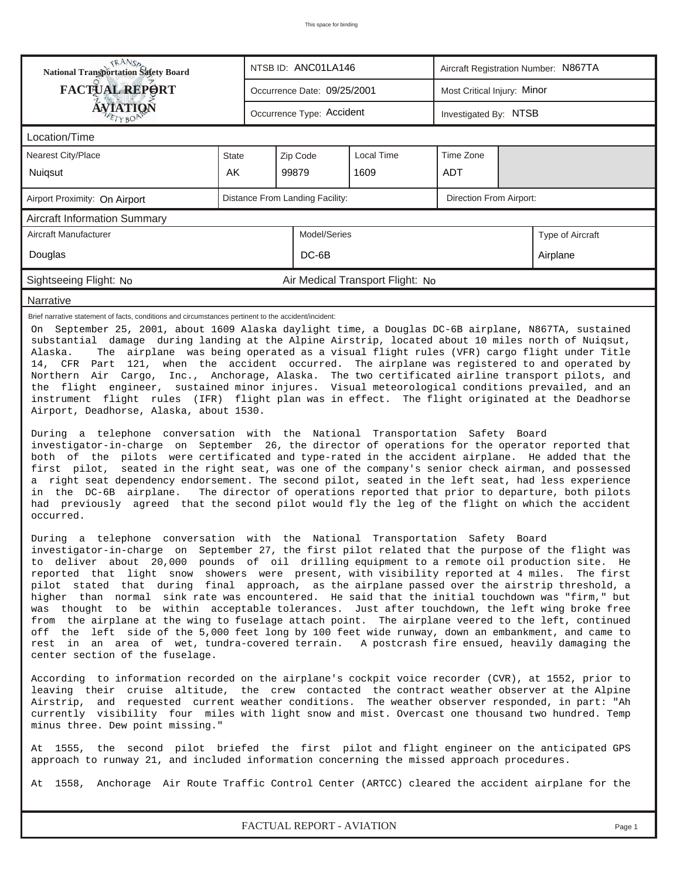This space for binding

| National Transportation Safety Board FACTUAL REPORT AVIATION | NTSB ID: ANC01LA146 | Aircraft Registration Number: N867TA |
|---|---|---|
| | Occurrence Date: 09/25/2001 | Most Critical Injury: Minor |
| | Occurrence Type: Accident | Investigated By: NTSB |

## Location/Time

| Nearest City/Place | State | Zip Code | Local Time | Time Zone |
|---|---|---|---|---|
| Nuiqsut | AK | 99879 | 1609 | ADT |

| Airport Proximity: On Airport | Distance From Landing Facility: | Direction From Airport: |
|---|---|---|

## Aircraft Information Summary

| Aircraft Manufacturer | Model/Series | Type of Aircraft |
|---|---|---|
| Douglas | DC-6B | Airplane |

Sightseeing Flight: No | Air Medical Transport Flight: No

## Narrative

Brief narrative statement of facts, conditions and circumstances pertinent to the accident/incident:

On September 25, 2001, about 1609 Alaska daylight time, a Douglas DC-6B airplane, N867TA, sustained substantial damage during landing at the Alpine Airstrip, located about 10 miles north of Nuiqsut, Alaska. The airplane was being operated as a visual flight rules (VFR) cargo flight under Title 14, CFR Part 121, when the accident occurred. The airplane was registered to and operated by Northern Air Cargo, Inc., Anchorage, Alaska. The two certificated airline transport pilots, and the flight engineer, sustained minor injures. Visual meteorological conditions prevailed, and an instrument flight rules (IFR) flight plan was in effect. The flight originated at the Deadhorse Airport, Deadhorse, Alaska, about 1530.

During a telephone conversation with the National Transportation Safety Board investigator-in-charge on September 26, the director of operations for the operator reported that both of the pilots were certificated and type-rated in the accident airplane. He added that the first pilot, seated in the right seat, was one of the company's senior check airman, and possessed a right seat dependency endorsement. The second pilot, seated in the left seat, had less experience in the DC-6B airplane. The director of operations reported that prior to departure, both pilots had previously agreed that the second pilot would fly the leg of the flight on which the accident occurred.

During a telephone conversation with the National Transportation Safety Board investigator-in-charge on September 27, the first pilot related that the purpose of the flight was to deliver about 20,000 pounds of oil drilling equipment to a remote oil production site. He reported that light snow showers were present, with visibility reported at 4 miles. The first pilot stated that during final approach, as the airplane passed over the airstrip threshold, a higher than normal sink rate was encountered. He said that the initial touchdown was "firm," but was thought to be within acceptable tolerances. Just after touchdown, the left wing broke free from the airplane at the wing to fuselage attach point. The airplane veered to the left, continued off the left side of the 5,000 feet long by 100 feet wide runway, down an embankment, and came to rest in an area of wet, tundra-covered terrain. A postcrash fire ensued, heavily damaging the center section of the fuselage.

According to information recorded on the airplane's cockpit voice recorder (CVR), at 1552, prior to leaving their cruise altitude, the crew contacted the contract weather observer at the Alpine Airstrip, and requested current weather conditions. The weather observer responded, in part: "Ah currently visibility four miles with light snow and mist. Overcast one thousand two hundred. Temp minus three. Dew point missing."

At 1555, the second pilot briefed the first pilot and flight engineer on the anticipated GPS approach to runway 21, and included information concerning the missed approach procedures.

At 1558, Anchorage Air Route Traffic Control Center (ARTCC) cleared the accident airplane for the

FACTUAL REPORT - AVIATION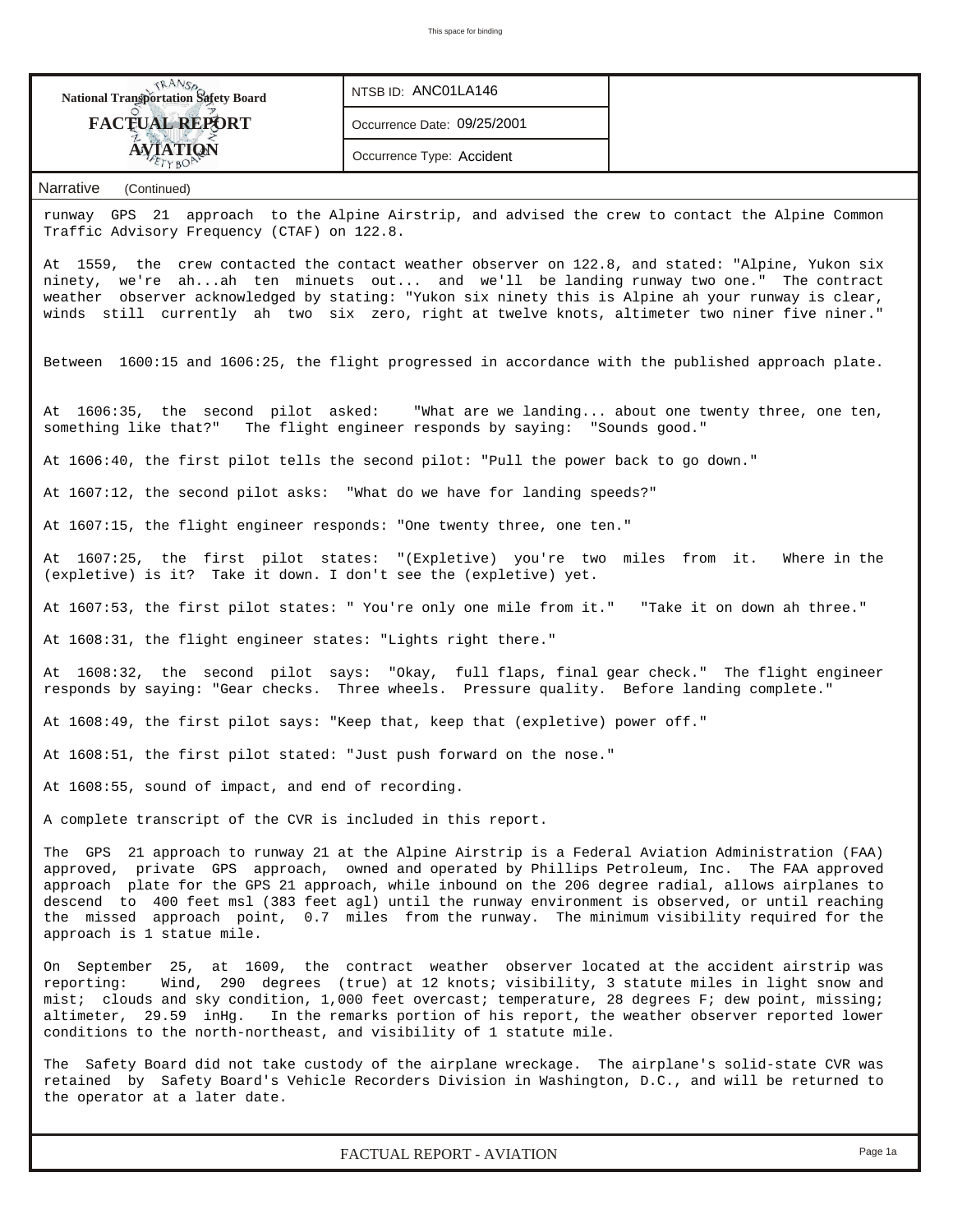National Transportation Safety Board

FACTUAL REPORT

AVIATION

NTSB ID: ANC01LA146

Occurrence Date: 09/25/2001

Occurrence Type: Accident

Narrative (Continued)

runway GPS 21 approach to the Alpine Airstrip, and advised the crew to contact the Alpine Common Traffic Advisory Frequency (CTAF) on 122.8.

At 1559, the crew contacted the contact weather observer on 122.8, and stated: "Alpine, Yukon six ninety, we're ah...ah ten minuets out... and we'll be landing runway two one." The contract weather observer acknowledged by stating: "Yukon six ninety this is Alpine ah your runway is clear, winds still currently ah two six zero, right at twelve knots, altimeter two niner five niner."

Between 1600:15 and 1606:25, the flight progressed in accordance with the published approach plate.

At 1606:35, the second pilot asked: "What are we landing... about one twenty three, one ten, something like that?" The flight engineer responds by saying: "Sounds good."

At 1606:40, the first pilot tells the second pilot: "Pull the power back to go down."

At 1607:12, the second pilot asks: "What do we have for landing speeds?"

At 1607:15, the flight engineer responds: "One twenty three, one ten."

At 1607:25, the first pilot states: "(Expletive) you're two miles from it. Where in the (expletive) is it? Take it down. I don't see the (expletive) yet.

At 1607:53, the first pilot states: " You're only one mile from it." "Take it on down ah three."

At 1608:31, the flight engineer states: "Lights right there."

At 1608:32, the second pilot says: "Okay, full flaps, final gear check." The flight engineer responds by saying: "Gear checks. Three wheels. Pressure quality. Before landing complete."

At 1608:49, the first pilot says: "Keep that, keep that (expletive) power off."

At 1608:51, the first pilot stated: "Just push forward on the nose."

At 1608:55, sound of impact, and end of recording.

A complete transcript of the CVR is included in this report.

The GPS 21 approach to runway 21 at the Alpine Airstrip is a Federal Aviation Administration (FAA) approved, private GPS approach, owned and operated by Phillips Petroleum, Inc. The FAA approved approach plate for the GPS 21 approach, while inbound on the 206 degree radial, allows airplanes to descend to 400 feet msl (383 feet agl) until the runway environment is observed, or until reaching the missed approach point, 0.7 miles from the runway. The minimum visibility required for the approach is 1 statue mile.

On September 25, at 1609, the contract weather observer located at the accident airstrip was reporting: Wind, 290 degrees (true) at 12 knots; visibility, 3 statute miles in light snow and mist; clouds and sky condition, 1,000 feet overcast; temperature, 28 degrees F; dew point, missing; altimeter, 29.59 inHg. In the remarks portion of his report, the weather observer reported lower conditions to the north-northeast, and visibility of 1 statute mile.

The Safety Board did not take custody of the airplane wreckage. The airplane's solid-state CVR was retained by Safety Board's Vehicle Recorders Division in Washington, D.C., and will be returned to the operator at a later date.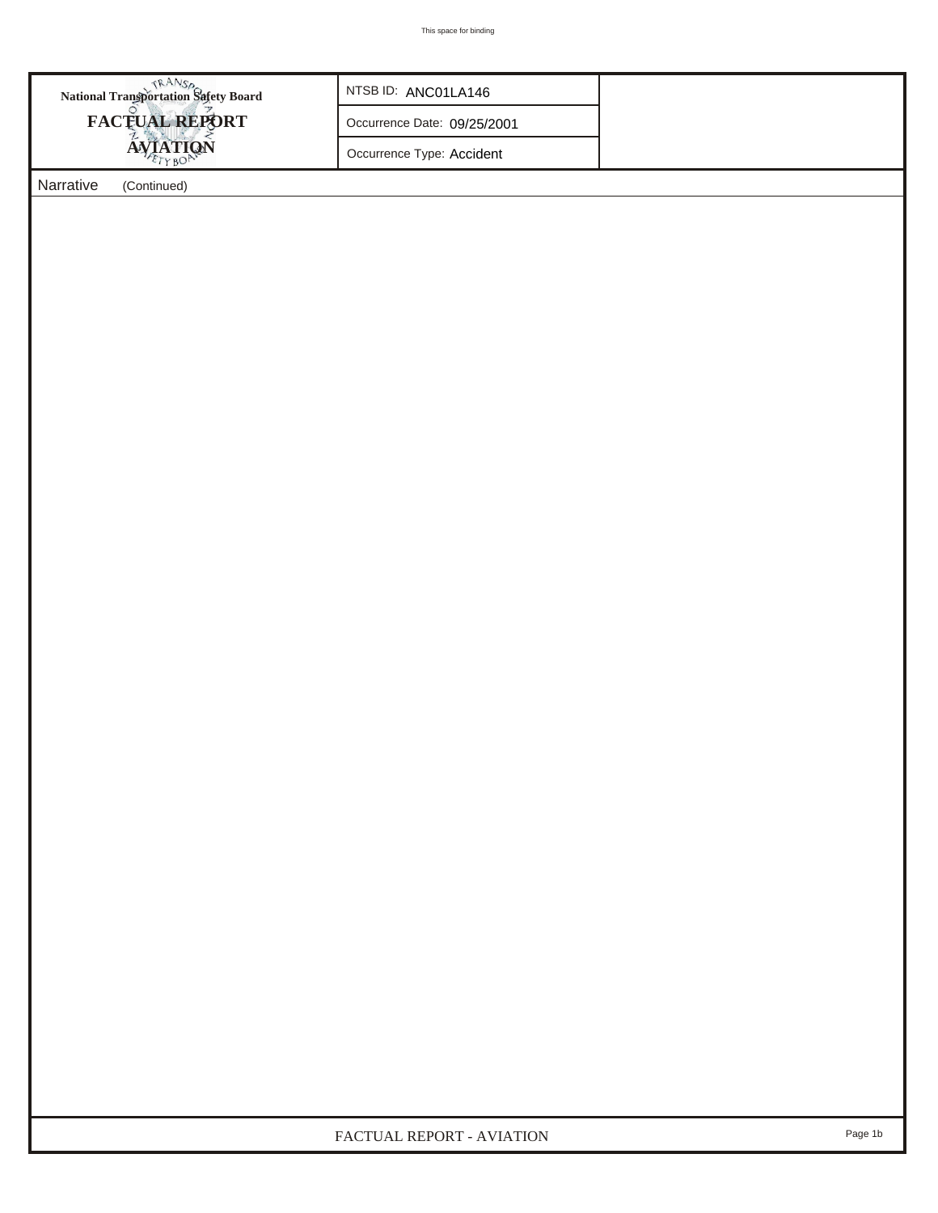National Transportation Safety Board

**FACTUAL REPORT**

**AVIATION**

| | |
|---|---|
| NTSB ID: ANC01LA146 | |
| Occurrence Date: 09/25/2001 | |
| Occurrence Type: Accident | |

Narrative (Continued)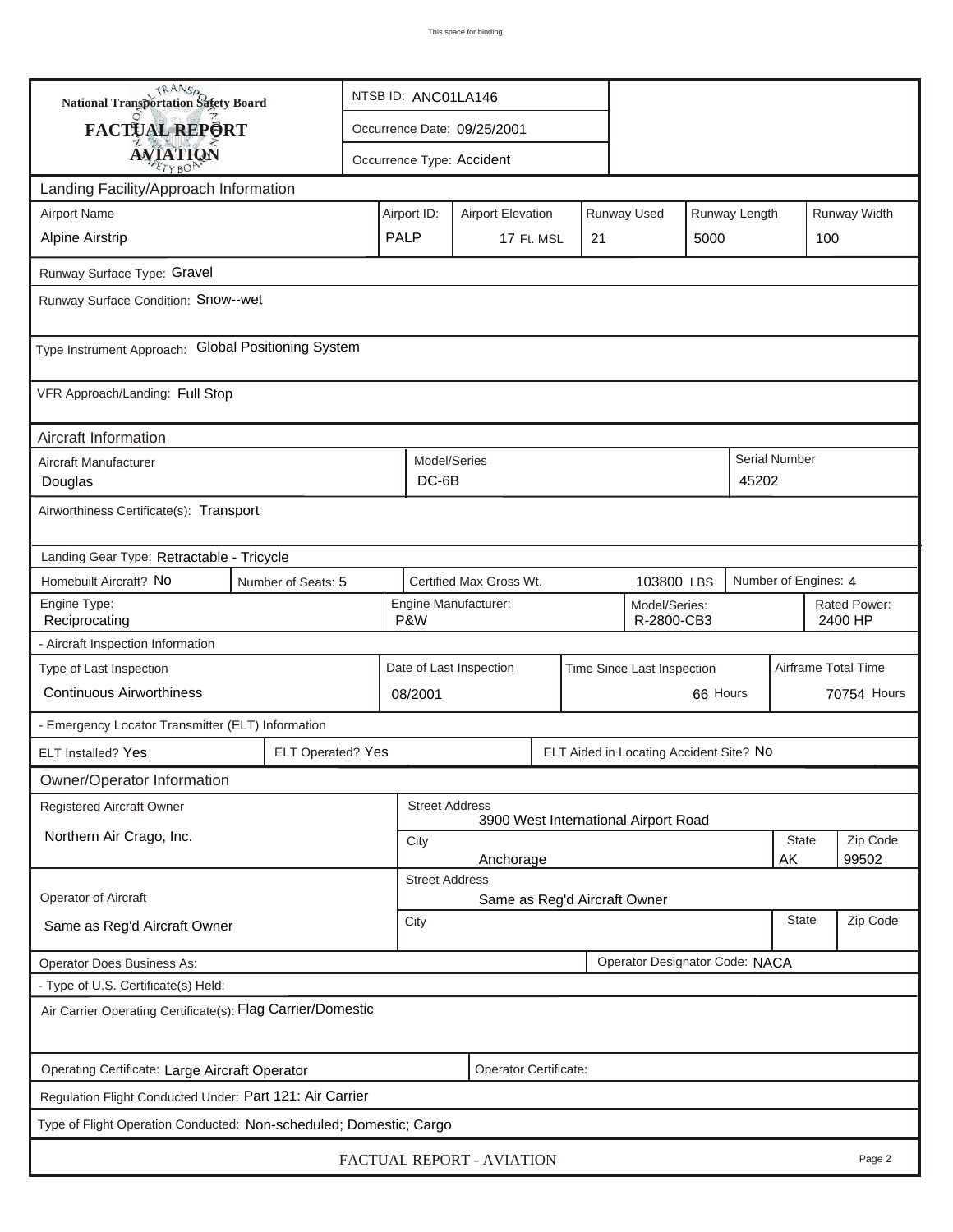This space for binding

| | | |
|---|---|---|
| **National Transportation Safety Board** **FACTUAL REPORT** **AVIATION** | NTSB ID: ANC01LA146 | |
| | Occurrence Date: 09/25/2001 | |
| | Occurrence Type: Accident | |

## Landing Facility/Approach Information

| Airport Name | Airport ID: | Airport Elevation | Runway Used | Runway Length | Runway Width |
|---|---|---|---|---|---|
| Alpine Airstrip | PALP | 17 Ft. MSL | 21 | 5000 | 100 |

Runway Surface Type: Gravel

Runway Surface Condition: Snow--wet

Type Instrument Approach: Global Positioning System

VFR Approach/Landing: Full Stop

## Aircraft Information

| Aircraft Manufacturer | Model/Series | Serial Number |
|---|---|---|
| Douglas | DC-6B | 45202 |

Airworthiness Certificate(s): Transport

Landing Gear Type: Retractable - Tricycle

| Homebuilt Aircraft? | Number of Seats: | Certified Max Gross Wt. | Number of Engines: |
|---|---|---|---|
| No | 5 | 103800 LBS | 4 |

| Engine Type: | Engine Manufacturer: | Model/Series: | Rated Power: |
|---|---|---|---|
| Reciprocating | P&W | R-2800-CB3 | 2400 HP |

- Aircraft Inspection Information

| Type of Last Inspection | Date of Last Inspection | Time Since Last Inspection | Airframe Total Time |
|---|---|---|---|
| Continuous Airworthiness | 08/2001 | 66 Hours | 70754 Hours |

- Emergency Locator Transmitter (ELT) Information

| ELT Installed? | ELT Operated? | ELT Aided in Locating Accident Site? |
|---|---|---|
| Yes | Yes | No |

## Owner/Operator Information

| Registered Aircraft Owner | Street Address | City | State | Zip Code |
|---|---|---|---|---|
| Northern Air Crago, Inc. | 3900 West International Airport Road | Anchorage | AK | 99502 |

| Operator of Aircraft | Street Address | City | State | Zip Code |
|---|---|---|---|---|
| Same as Reg'd Aircraft Owner | Same as Reg'd Aircraft Owner | | | |

Operator Does Business As:

Operator Designator Code: NACA

- Type of U.S. Certificate(s) Held:

Air Carrier Operating Certificate(s): Flag Carrier/Domestic

Operating Certificate: Large Aircraft Operator

Operator Certificate:

Regulation Flight Conducted Under: Part 121: Air Carrier

Type of Flight Operation Conducted: Non-scheduled; Domestic; Cargo

FACTUAL REPORT - AVIATION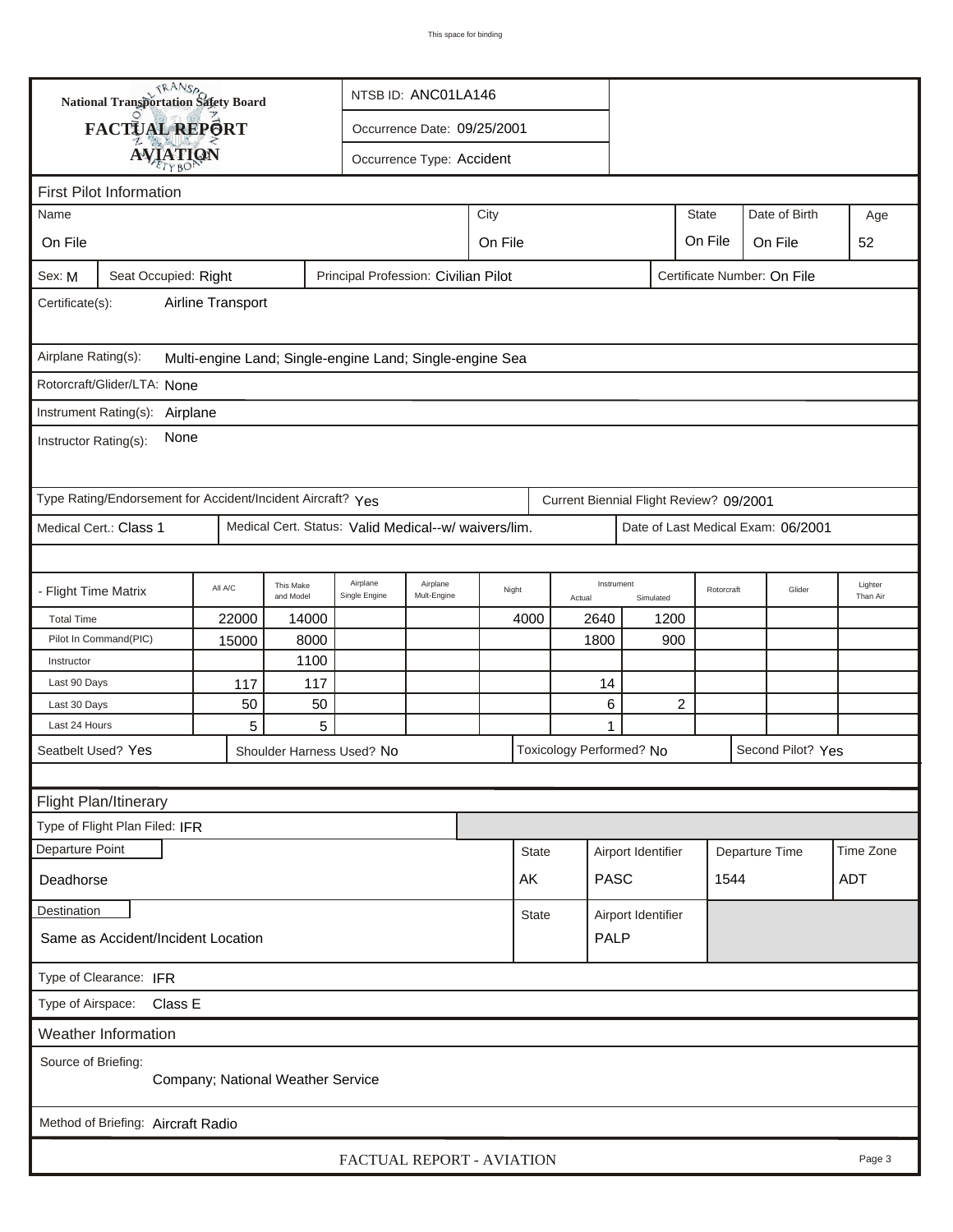**National Transportation Safety Board**

**FACTUAL REPORT**

**AVIATION**

NTSB ID: ANC01LA146

Occurrence Date: 09/25/2001

Occurrence Type: Accident

## First Pilot Information

| Name | City | State | Date of Birth | Age |
|---|---|---|---|---|
| On File | On File | On File | On File | 52 |

Sex: M | Seat Occupied: Right | Principal Profession: Civilian Pilot | Certificate Number: On File

Certificate(s): Airline Transport

Airplane Rating(s): Multi-engine Land; Single-engine Land; Single-engine Sea

Rotorcraft/Glider/LTA: None

Instrument Rating(s): Airplane

Instructor Rating(s): None

Type Rating/Endorsement for Accident/Incident Aircraft? Yes | Current Biennial Flight Review? 09/2001

Medical Cert.: Class 1 | Medical Cert. Status: Valid Medical--w/ waivers/lim. | Date of Last Medical Exam: 06/2001

| - Flight Time Matrix | All A/C | This Make and Model | Airplane Single Engine | Airplane Mult-Engine | Night | Instrument Actual | Instrument Simulated | Rotorcraft | Glider | Lighter Than Air |
|---|---|---|---|---|---|---|---|---|---|---|
| Total Time | 22000 | 14000 | | | 4000 | 2640 | 1200 | | | |
| Pilot In Command(PIC) | 15000 | 8000 | | | | 1800 | 900 | | | |
| Instructor | | 1100 | | | | | | | | |
| Last 90 Days | 117 | 117 | | | | 14 | | | | |
| Last 30 Days | 50 | 50 | | | | 6 | 2 | | | |
| Last 24 Hours | 5 | 5 | | | | 1 | | | | |

Seatbelt Used? Yes | Shoulder Harness Used? No | Toxicology Performed? No | Second Pilot? Yes

## Flight Plan/Itinerary

Type of Flight Plan Filed: IFR

| Departure Point | State | Airport Identifier | Departure Time | Time Zone |
|---|---|---|---|---|
| Deadhorse | AK | PASC | 1544 | ADT |

| Destination | State | Airport Identifier |
|---|---|---|
| Same as Accident/Incident Location | | PALP |

Type of Clearance: IFR

Type of Airspace: Class E

## Weather Information

Source of Briefing: Company; National Weather Service

Method of Briefing: Aircraft Radio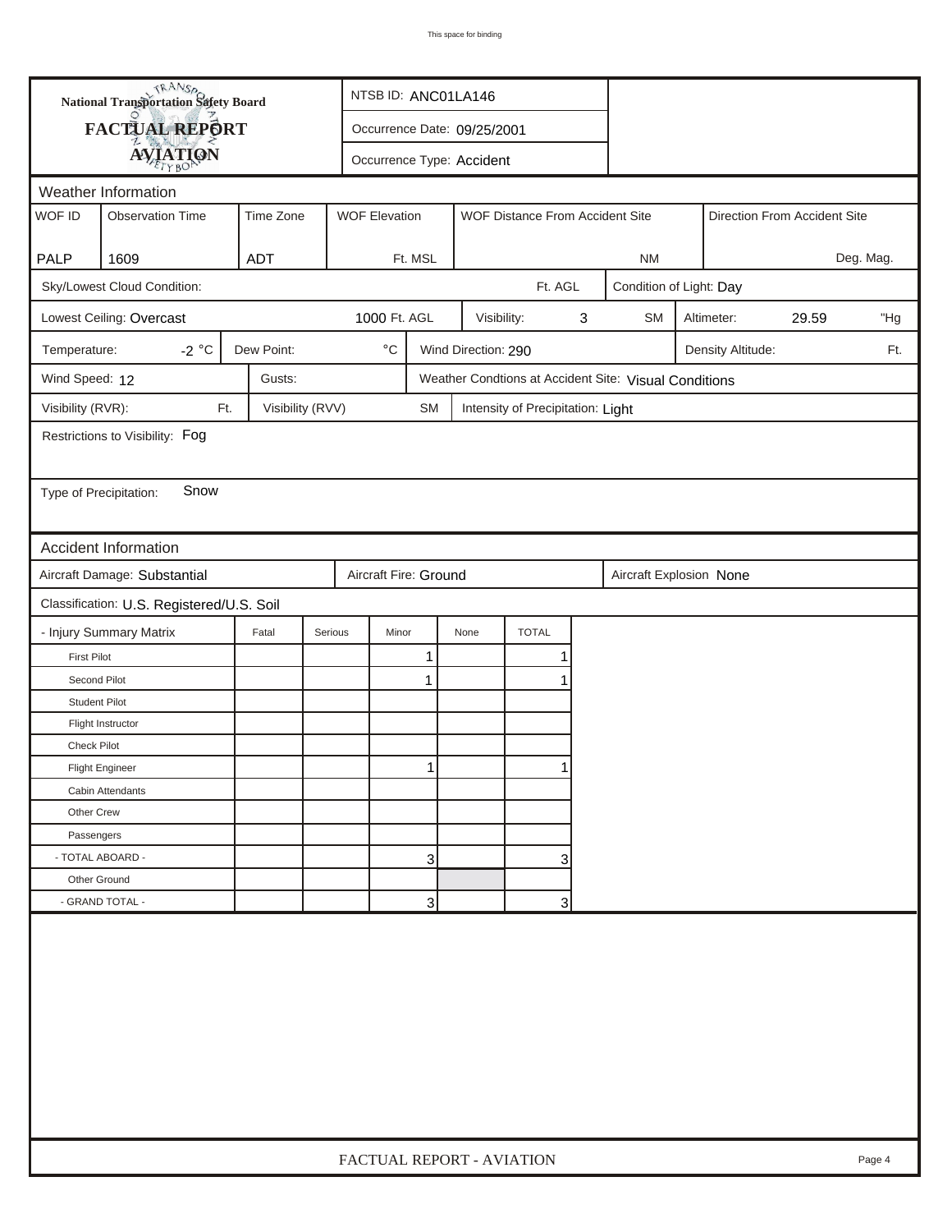**National Transportation Safety Board**

**FACTUAL REPORT**

**AVIATION**

NTSB ID: ANC01LA146

Occurrence Date: 09/25/2001

Occurrence Type: Accident

## Weather Information

| WOF ID | Observation Time | Time Zone | WOF Elevation | WOF Distance From Accident Site | Direction From Accident Site |
|---|---|---|---|---|---|
| PALP | 1609 | ADT | Ft. MSL | NM | Deg. Mag. |

Sky/Lowest Cloud Condition: Ft. AGL | Condition of Light: Day

Lowest Ceiling: Overcast 1000 Ft. AGL | Visibility: 3 SM | Altimeter: 29.59 "Hg

Temperature: -2 °C | Dew Point: °C | Wind Direction: 290 | Density Altitude: Ft.

Wind Speed: 12 | Gusts: | Weather Condtions at Accident Site: Visual Conditions

Visibility (RVR): Ft. | Visibility (RVV) SM | Intensity of Precipitation: Light

Restrictions to Visibility: Fog

Type of Precipitation: Snow

## Accident Information

Aircraft Damage: Substantial | Aircraft Fire: Ground | Aircraft Explosion None

Classification: U.S. Registered/U.S. Soil

| - Injury Summary Matrix | Fatal | Serious | Minor | None | TOTAL |
|---|---|---|---|---|---|
| First Pilot | | | 1 | | 1 |
| Second Pilot | | | 1 | | 1 |
| Student Pilot | | | | | |
| Flight Instructor | | | | | |
| Check Pilot | | | | | |
| Flight Engineer | | | 1 | | 1 |
| Cabin Attendants | | | | | |
| Other Crew | | | | | |
| Passengers | | | | | |
| - TOTAL ABOARD - | | | 3 | | 3 |
| Other Ground | | | | | |
| - GRAND TOTAL - | | | 3 | | 3 |

FACTUAL REPORT - AVIATION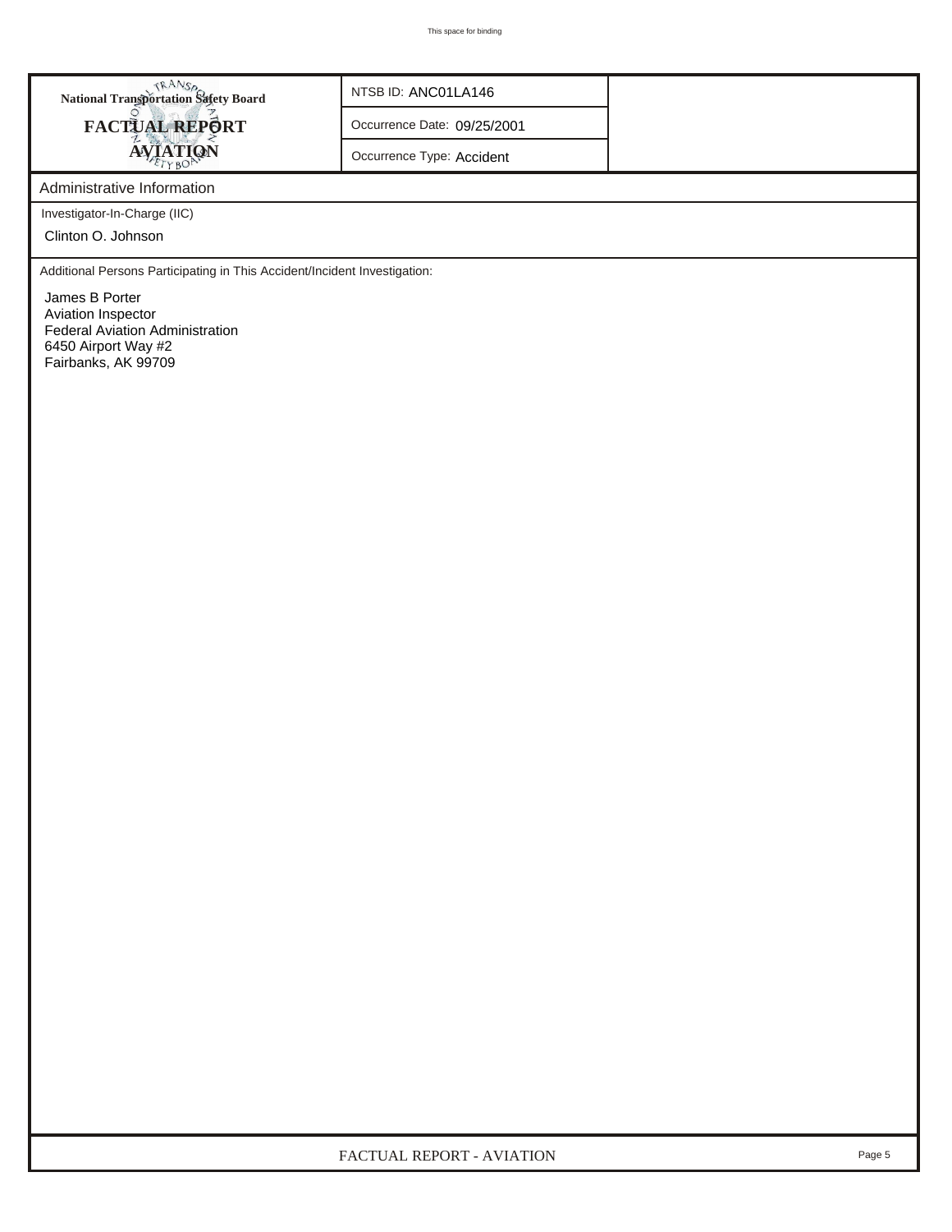**National Transportation Safety Board**

**FACTUAL REPORT**

**AVIATION**

| | |
|---|---|
| NTSB ID: ANC01LA146 | |
| Occurrence Date: 09/25/2001 | |
| Occurrence Type: Accident | |

## Administrative Information

Investigator-In-Charge (IIC)

Clinton O. Johnson

Additional Persons Participating in This Accident/Incident Investigation:

James B Porter
Aviation Inspector
Federal Aviation Administration
6450 Airport Way #2
Fairbanks, AK 99709